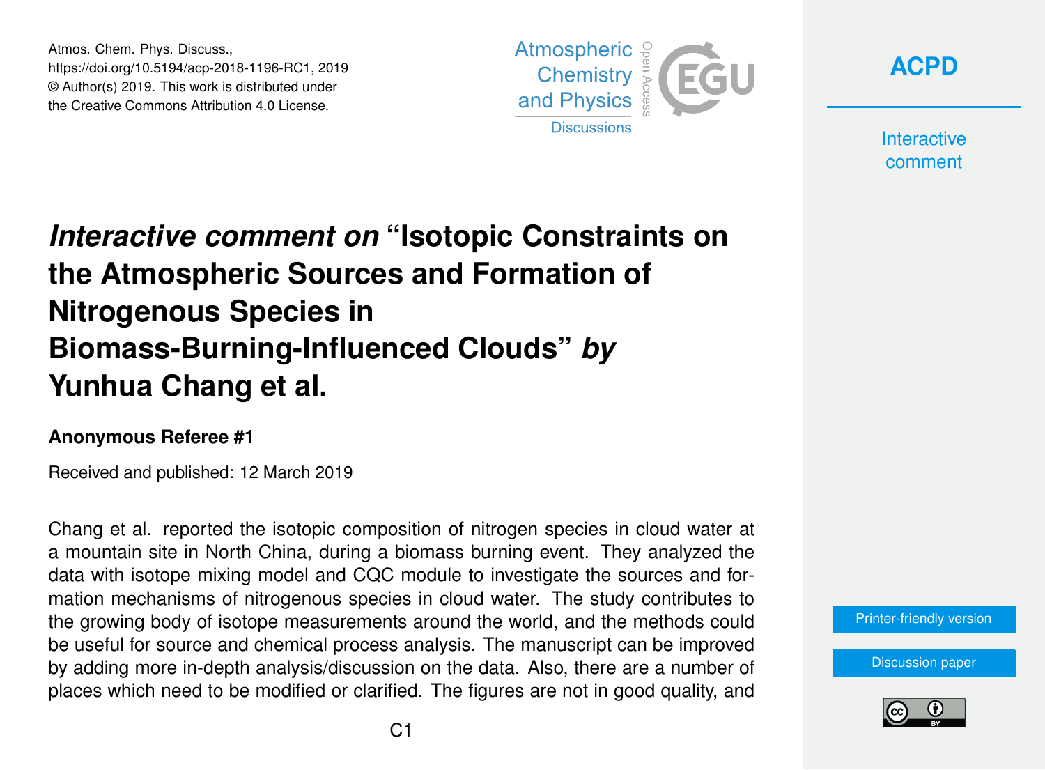# *Interactive comment on* "Isotopic Constraints on the Atmospheric Sources and Formation of Nitrogenous Species in Biomass-Burning-Influenced Clouds" *by* Yunhua Chang et al.

**Anonymous Referee #1**

Received and published: 12 March 2019

Chang et al. reported the isotopic composition of nitrogen species in cloud water at a mountain site in North China, during a biomass burning event. They analyzed the data with isotope mixing model and CQC module to investigate the sources and formation mechanisms of nitrogenous species in cloud water. The study contributes to the growing body of isotope measurements around the world, and the methods could be useful for source and chemical process analysis. The manuscript can be improved by adding more in-depth analysis/discussion on the data. Also, there are a number of places which need to be modified or clarified. The figures are not in good quality, and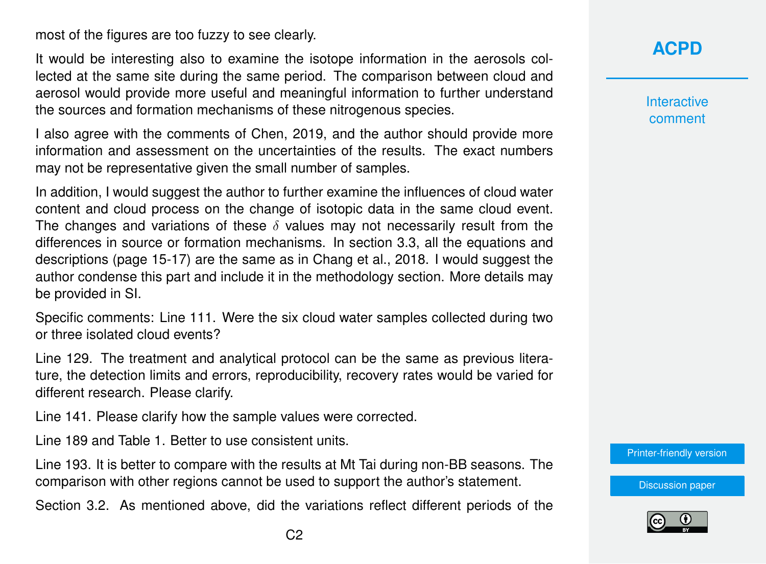most of the figures are too fuzzy to see clearly.

It would be interesting also to examine the isotope information in the aerosols collected at the same site during the same period. The comparison between cloud and aerosol would provide more useful and meaningful information to further understand the sources and formation mechanisms of these nitrogenous species.

I also agree with the comments of Chen, 2019, and the author should provide more information and assessment on the uncertainties of the results. The exact numbers may not be representative given the small number of samples.

In addition, I would suggest the author to further examine the influences of cloud water content and cloud process on the change of isotopic data in the same cloud event. The changes and variations of these $\delta$ values may not necessarily result from the differences in source or formation mechanisms. In section 3.3, all the equations and descriptions (page 15-17) are the same as in Chang et al., 2018. I would suggest the author condense this part and include it in the methodology section. More details may be provided in SI.

Specific comments: Line 111. Were the six cloud water samples collected during two or three isolated cloud events?

Line 129. The treatment and analytical protocol can be the same as previous literature, the detection limits and errors, reproducibility, recovery rates would be varied for different research. Please clarify.

Line 141. Please clarify how the sample values were corrected.

Line 189 and Table 1. Better to use consistent units.

Line 193. It is better to compare with the results at Mt Tai during non-BB seasons. The comparison with other regions cannot be used to support the author's statement.

Section 3.2. As mentioned above, did the variations reflect different periods of the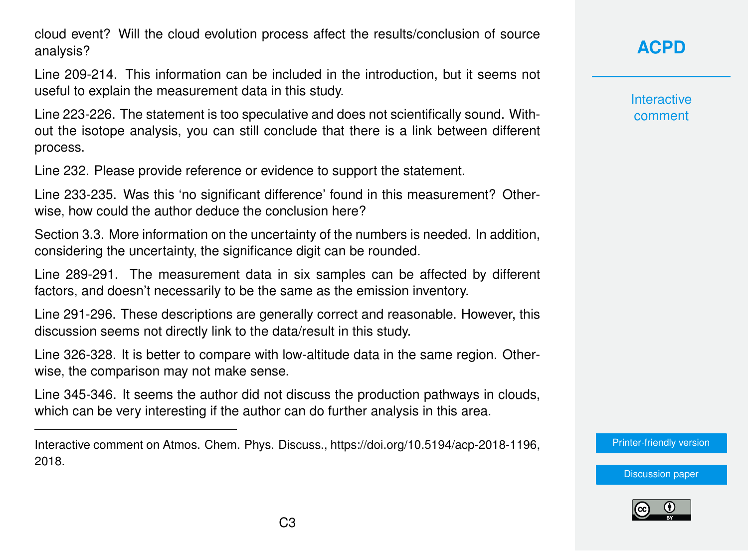cloud event? Will the cloud evolution process affect the results/conclusion of source analysis?

Line 209-214. This information can be included in the introduction, but it seems not useful to explain the measurement data in this study.

Line 223-226. The statement is too speculative and does not scientifically sound. Without the isotope analysis, you can still conclude that there is a link between different process.

Line 232. Please provide reference or evidence to support the statement.

Line 233-235. Was this 'no significant difference' found in this measurement? Otherwise, how could the author deduce the conclusion here?

Section 3.3. More information on the uncertainty of the numbers is needed. In addition, considering the uncertainty, the significance digit can be rounded.

Line 289-291. The measurement data in six samples can be affected by different factors, and doesn't necessarily to be the same as the emission inventory.

Line 291-296. These descriptions are generally correct and reasonable. However, this discussion seems not directly link to the data/result in this study.

Line 326-328. It is better to compare with low-altitude data in the same region. Otherwise, the comparison may not make sense.

Line 345-346. It seems the author did not discuss the production pathways in clouds, which can be very interesting if the author can do further analysis in this area.

---

Interactive comment on Atmos. Chem. Phys. Discuss., https://doi.org/10.5194/acp-2018-1196, 2018.